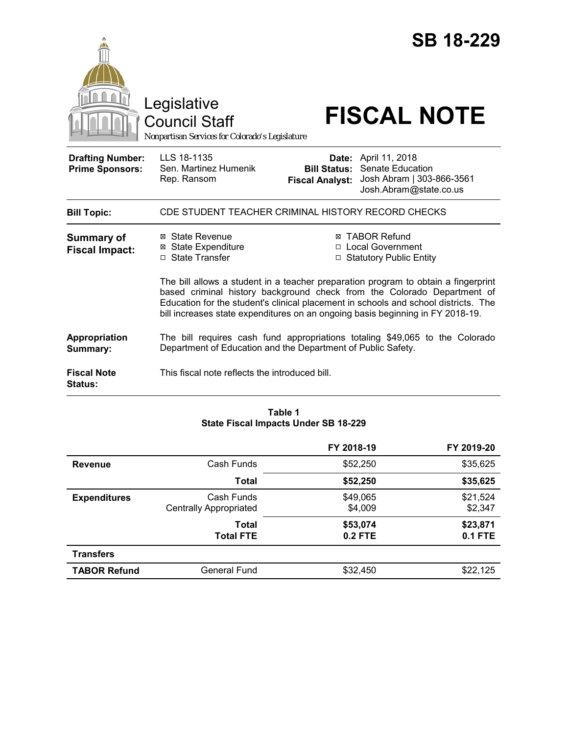# SB 18-229

Legislative Council Staff

*Nonpartisan Services for Colorado's Legislature*

# FISCAL NOTE

| | | | |
|---|---|---|---|
| **Drafting Number:** | LLS 18-1135 | **Date:** | April 11, 2018 |
| **Prime Sponsors:** | Sen. Martinez Humenik<br>Rep. Ransom | **Bill Status:** | Senate Education |
| | | **Fiscal Analyst:** | Josh Abram \| 303-866-3561<br>Josh.Abram@state.co.us |

| | |
|---|---|
| **Bill Topic:** | CDE STUDENT TEACHER CRIMINAL HISTORY RECORD CHECKS |

**Summary of Fiscal Impact:**

- ☒ State Revenue
- ☒ State Expenditure
- ☐ State Transfer
- ☒ TABOR Refund
- ☐ Local Government
- ☐ Statutory Public Entity

The bill allows a student in a teacher preparation program to obtain a fingerprint based criminal history background check from the Colorado Department of Education for the student's clinical placement in schools and school districts. The bill increases state expenditures on an ongoing basis beginning in FY 2018-19.

**Appropriation Summary:** The bill requires cash fund appropriations totaling $49,065 to the Colorado Department of Education and the Department of Public Safety.

**Fiscal Note Status:** This fiscal note reflects the introduced bill.

**Table 1**
**State Fiscal Impacts Under SB 18-229**

| | | FY 2018-19 | FY 2019-20 |
|---|---|---|---|
| **Revenue** | Cash Funds | $52,250 | $35,625 |
| | **Total** | **$52,250** | **$35,625** |
| **Expenditures** | Cash Funds<br>Centrally Appropriated | $49,065<br>$4,009 | $21,524<br>$2,347 |
| | **Total**<br>**Total FTE** | **$53,074**<br>**0.2 FTE** | **$23,871**<br>**0.1 FTE** |
| **Transfers** | | | |
| **TABOR Refund** | General Fund | $32,450 | $22,125 |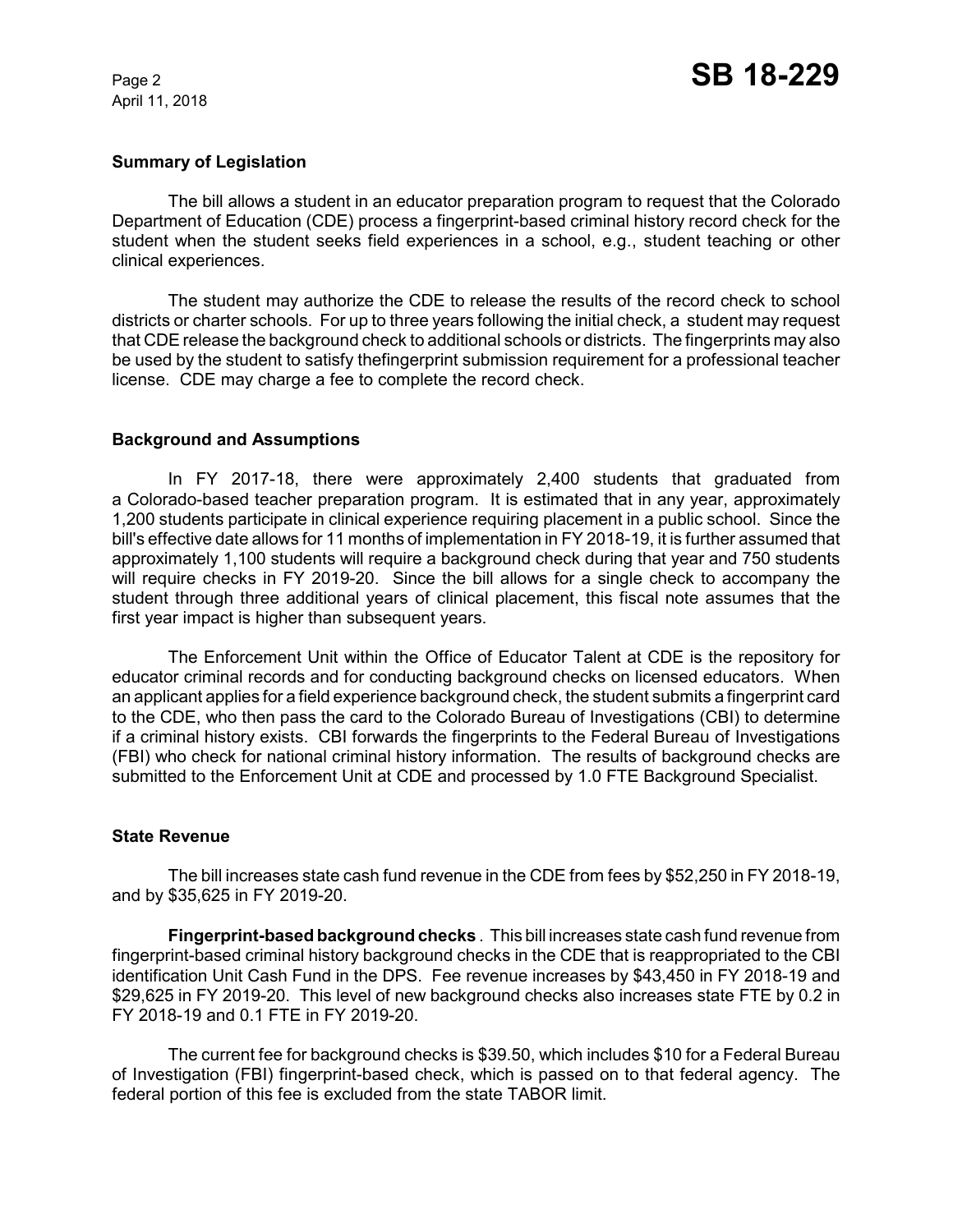## Summary of Legislation

The bill allows a student in an educator preparation program to request that the Colorado Department of Education (CDE) process a fingerprint-based criminal history record check for the student when the student seeks field experiences in a school, e.g., student teaching or other clinical experiences.

The student may authorize the CDE to release the results of the record check to school districts or charter schools. For up to three years following the initial check, a student may request that CDE release the background check to additional schools or districts. The fingerprints may also be used by the student to satisfy thefingerprint submission requirement for a professional teacher license. CDE may charge a fee to complete the record check.

## Background and Assumptions

In FY 2017-18, there were approximately 2,400 students that graduated from a Colorado-based teacher preparation program. It is estimated that in any year, approximately 1,200 students participate in clinical experience requiring placement in a public school. Since the bill's effective date allows for 11 months of implementation in FY 2018-19, it is further assumed that approximately 1,100 students will require a background check during that year and 750 students will require checks in FY 2019-20. Since the bill allows for a single check to accompany the student through three additional years of clinical placement, this fiscal note assumes that the first year impact is higher than subsequent years.

The Enforcement Unit within the Office of Educator Talent at CDE is the repository for educator criminal records and for conducting background checks on licensed educators. When an applicant applies for a field experience background check, the student submits a fingerprint card to the CDE, who then pass the card to the Colorado Bureau of Investigations (CBI) to determine if a criminal history exists. CBI forwards the fingerprints to the Federal Bureau of Investigations (FBI) who check for national criminal history information. The results of background checks are submitted to the Enforcement Unit at CDE and processed by 1.0 FTE Background Specialist.

## State Revenue

The bill increases state cash fund revenue in the CDE from fees by $52,250 in FY 2018-19, and by $35,625 in FY 2019-20.

**Fingerprint-based background checks** . This bill increases state cash fund revenue from fingerprint-based criminal history background checks in the CDE that is reappropriated to the CBI identification Unit Cash Fund in the DPS. Fee revenue increases by $43,450 in FY 2018-19 and $29,625 in FY 2019-20. This level of new background checks also increases state FTE by 0.2 in FY 2018-19 and 0.1 FTE in FY 2019-20.

The current fee for background checks is $39.50, which includes $10 for a Federal Bureau of Investigation (FBI) fingerprint-based check, which is passed on to that federal agency. The federal portion of this fee is excluded from the state TABOR limit.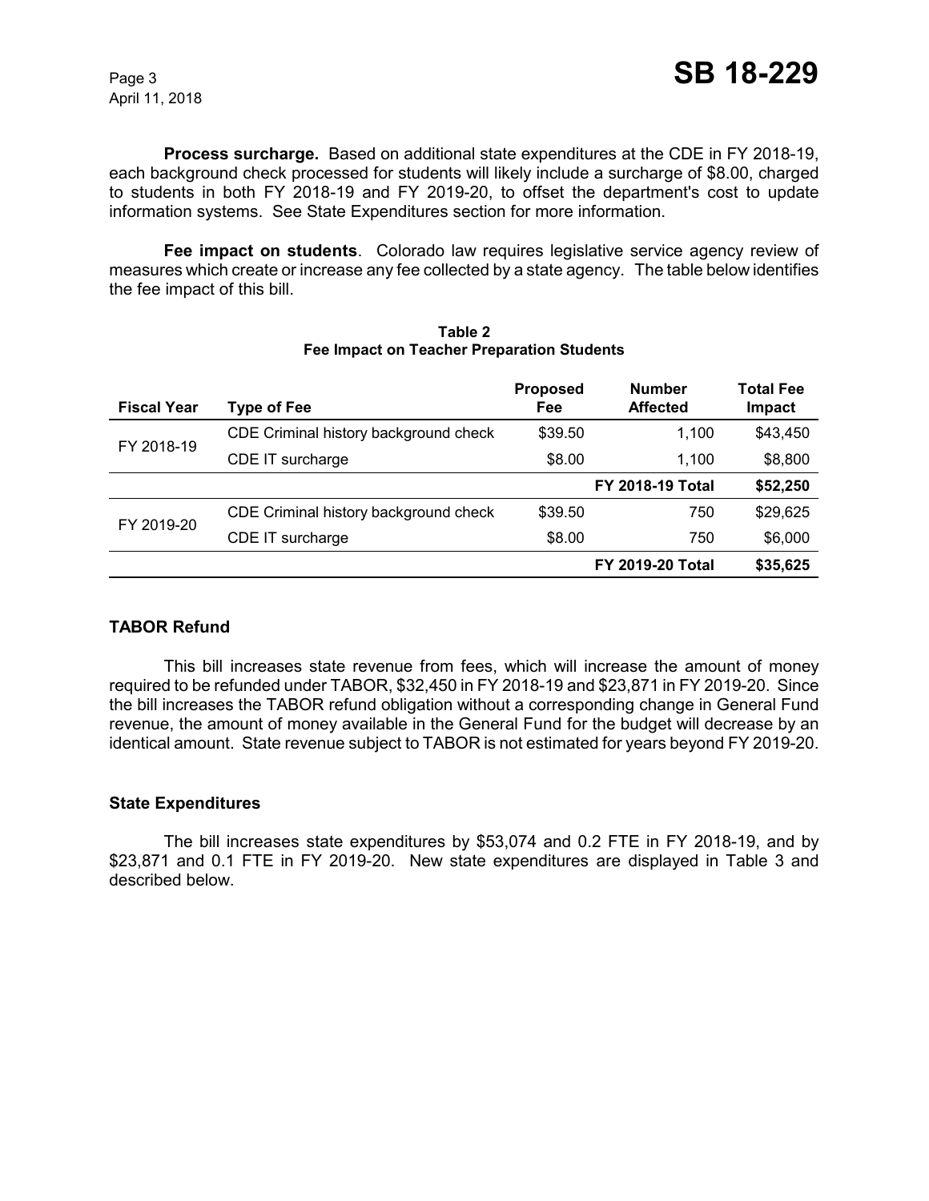**Process surcharge.** Based on additional state expenditures at the CDE in FY 2018-19, each background check processed for students will likely include a surcharge of $8.00, charged to students in both FY 2018-19 and FY 2019-20, to offset the department's cost to update information systems. See State Expenditures section for more information.

**Fee impact on students**. Colorado law requires legislative service agency review of measures which create or increase any fee collected by a state agency. The table below identifies the fee impact of this bill.

**Table 2**
**Fee Impact on Teacher Preparation Students**

| Fiscal Year | Type of Fee | Proposed Fee | Number Affected | Total Fee Impact |
|---|---|---|---|---|
| FY 2018-19 | CDE Criminal history background check | $39.50 | 1,100 | $43,450 |
| | CDE IT surcharge | $8.00 | 1,100 | $8,800 |
| | | | **FY 2018-19 Total** | **$52,250** |
| FY 2019-20 | CDE Criminal history background check | $39.50 | 750 | $29,625 |
| | CDE IT surcharge | $8.00 | 750 | $6,000 |
| | | | **FY 2019-20 Total** | **$35,625** |

### TABOR Refund

This bill increases state revenue from fees, which will increase the amount of money required to be refunded under TABOR, $32,450 in FY 2018-19 and $23,871 in FY 2019-20. Since the bill increases the TABOR refund obligation without a corresponding change in General Fund revenue, the amount of money available in the General Fund for the budget will decrease by an identical amount. State revenue subject to TABOR is not estimated for years beyond FY 2019-20.

### State Expenditures

The bill increases state expenditures by $53,074 and 0.2 FTE in FY 2018-19, and by $23,871 and 0.1 FTE in FY 2019-20. New state expenditures are displayed in Table 3 and described below.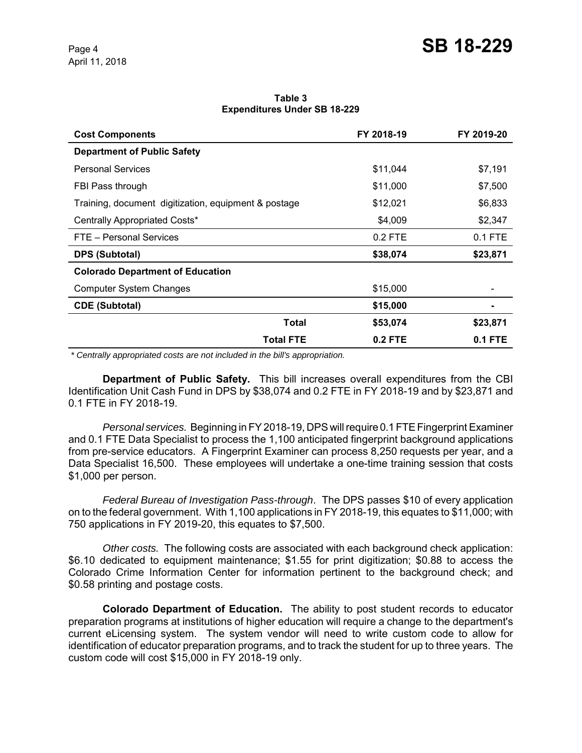**Table 3**
**Expenditures Under SB 18-229**

| Cost Components | FY 2018-19 | FY 2019-20 |
|---|---|---|
| **Department of Public Safety** | | |
| Personal Services | $11,044 | $7,191 |
| FBI Pass through | $11,000 | $7,500 |
| Training, document digitization, equipment & postage | $12,021 | $6,833 |
| Centrally Appropriated Costs* | $4,009 | $2,347 |
| FTE – Personal Services | 0.2 FTE | 0.1 FTE |
| **DPS (Subtotal)** | **$38,074** | **$23,871** |
| **Colorado Department of Education** | | |
| Computer System Changes | $15,000 | - |
| **CDE (Subtotal)** | **$15,000** | **-** |
| **Total** | **$53,074** | **$23,871** |
| **Total FTE** | **0.2 FTE** | **0.1 FTE** |

*\* Centrally appropriated costs are not included in the bill's appropriation.*

**Department of Public Safety.** This bill increases overall expenditures from the CBI Identification Unit Cash Fund in DPS by $38,074 and 0.2 FTE in FY 2018-19 and by $23,871 and 0.1 FTE in FY 2018-19.

*Personal services.* Beginning in FY 2018-19, DPS will require 0.1 FTE Fingerprint Examiner and 0.1 FTE Data Specialist to process the 1,100 anticipated fingerprint background applications from pre-service educators. A Fingerprint Examiner can process 8,250 requests per year, and a Data Specialist 16,500. These employees will undertake a one-time training session that costs $1,000 per person.

*Federal Bureau of Investigation Pass-through*. The DPS passes $10 of every application on to the federal government. With 1,100 applications in FY 2018-19, this equates to $11,000; with 750 applications in FY 2019-20, this equates to $7,500.

*Other costs.* The following costs are associated with each background check application: $6.10 dedicated to equipment maintenance; $1.55 for print digitization; $0.88 to access the Colorado Crime Information Center for information pertinent to the background check; and $0.58 printing and postage costs.

**Colorado Department of Education.** The ability to post student records to educator preparation programs at institutions of higher education will require a change to the department's current eLicensing system. The system vendor will need to write custom code to allow for identification of educator preparation programs, and to track the student for up to three years. The custom code will cost $15,000 in FY 2018-19 only.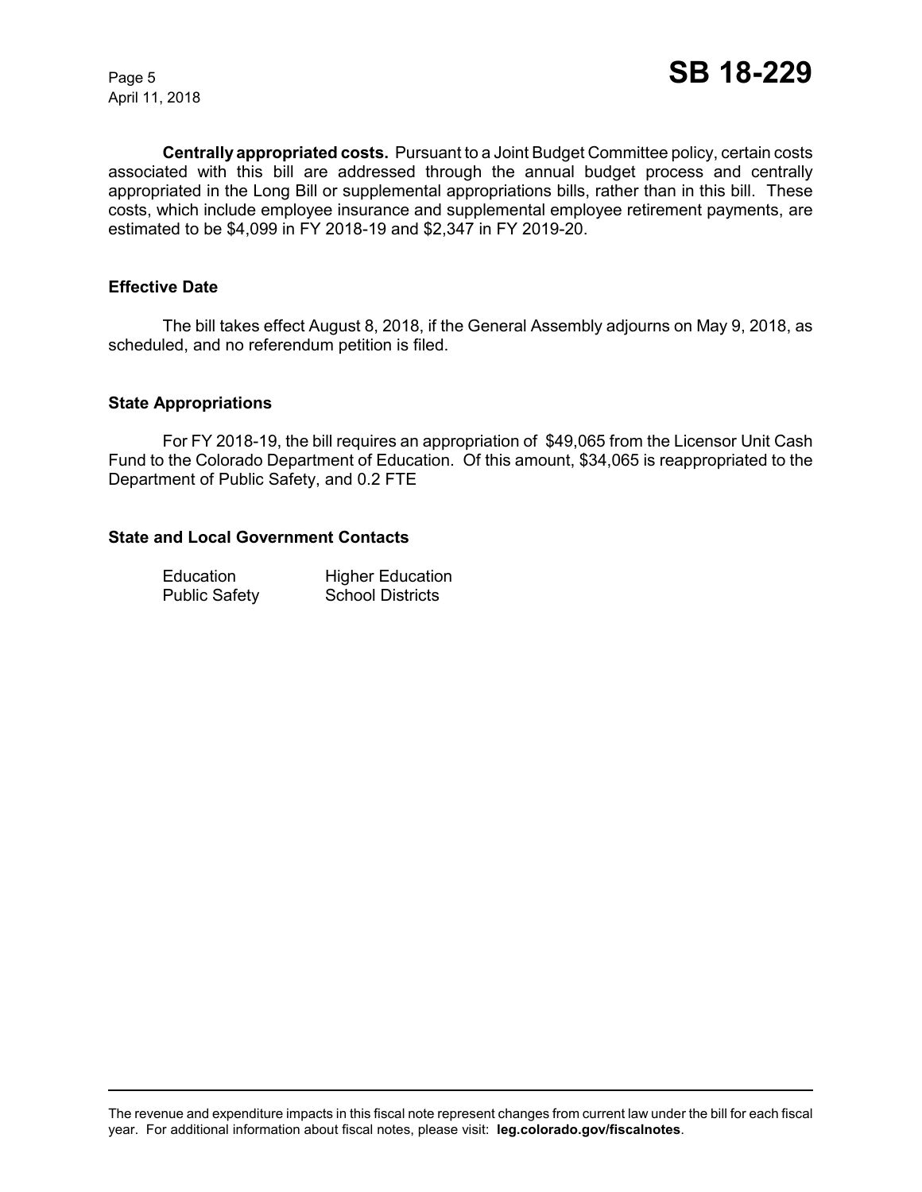**Centrally appropriated costs.** Pursuant to a Joint Budget Committee policy, certain costs associated with this bill are addressed through the annual budget process and centrally appropriated in the Long Bill or supplemental appropriations bills, rather than in this bill. These costs, which include employee insurance and supplemental employee retirement payments, are estimated to be $4,099 in FY 2018-19 and $2,347 in FY 2019-20.

### Effective Date

The bill takes effect August 8, 2018, if the General Assembly adjourns on May 9, 2018, as scheduled, and no referendum petition is filed.

### State Appropriations

For FY 2018-19, the bill requires an appropriation of $49,065 from the Licensor Unit Cash Fund to the Colorado Department of Education. Of this amount, $34,065 is reappropriated to the Department of Public Safety, and 0.2 FTE

### State and Local Government Contacts

| | |
|---|---|
| Education | Higher Education |
| Public Safety | School Districts |

The revenue and expenditure impacts in this fiscal note represent changes from current law under the bill for each fiscal year. For additional information about fiscal notes, please visit: **leg.colorado.gov/fiscalnotes**.